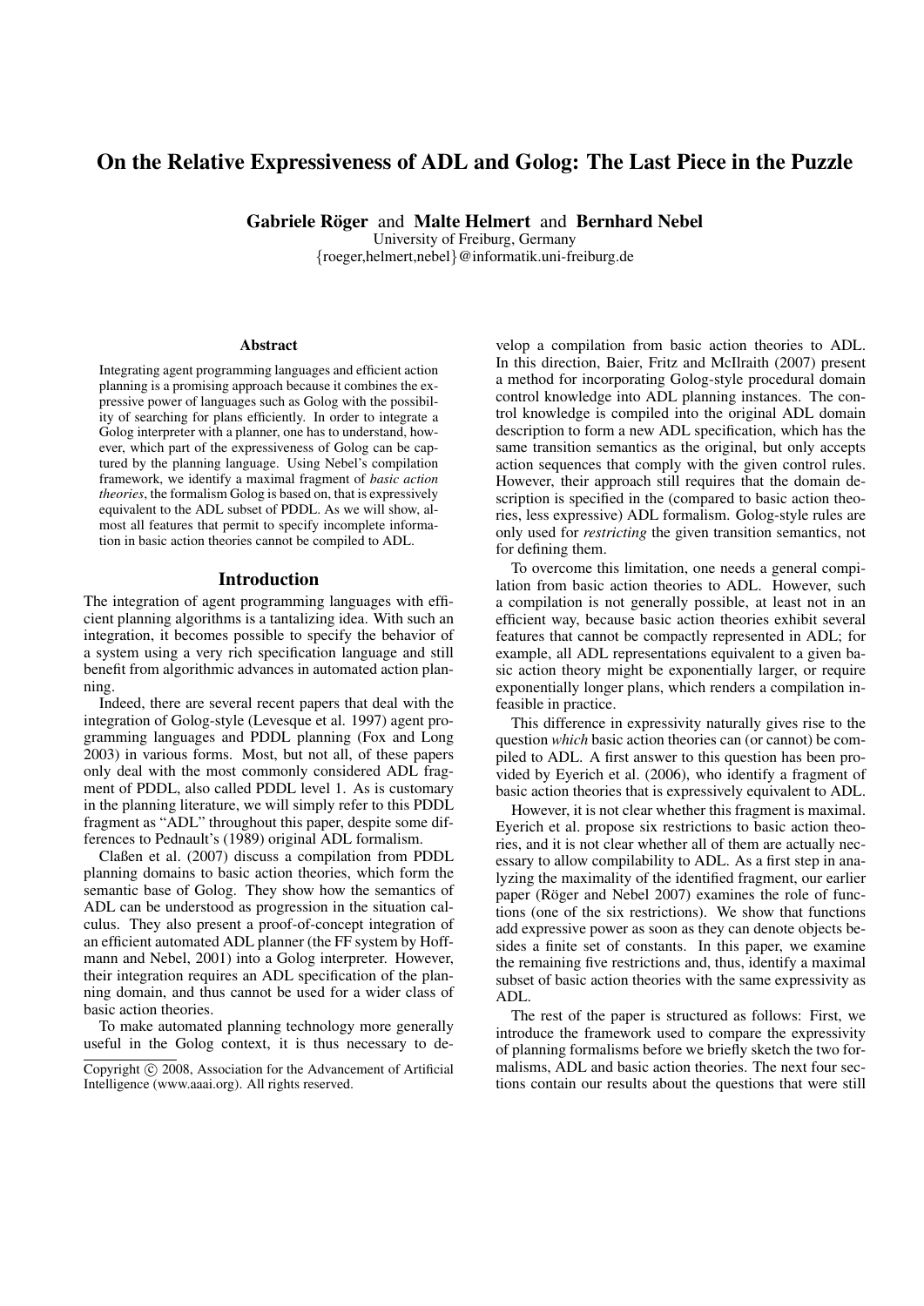# On the Relative Expressiveness of ADL and Golog: The Last Piece in the Puzzle

**Gabriele Röger** and **Malte Helmert** and **Bernhard Nebel**
University of Freiburg, Germany
{roeger,helmert,nebel}@informatik.uni-freiburg.de

### Abstract

Integrating agent programming languages and efficient action planning is a promising approach because it combines the expressive power of languages such as Golog with the possibility of searching for plans efficiently. In order to integrate a Golog interpreter with a planner, one has to understand, however, which part of the expressiveness of Golog can be captured by the planning language. Using Nebel's compilation framework, we identify a maximal fragment of *basic action theories*, the formalism Golog is based on, that is expressively equivalent to the ADL subset of PDDL. As we will show, almost all features that permit to specify incomplete information in basic action theories cannot be compiled to ADL.

## Introduction

The integration of agent programming languages with efficient planning algorithms is a tantalizing idea. With such an integration, it becomes possible to specify the behavior of a system using a very rich specification language and still benefit from algorithmic advances in automated action planning.

Indeed, there are several recent papers that deal with the integration of Golog-style (Levesque et al. 1997) agent programming languages and PDDL planning (Fox and Long 2003) in various forms. Most, but not all, of these papers only deal with the most commonly considered ADL fragment of PDDL, also called PDDL level 1. As is customary in the planning literature, we will simply refer to this PDDL fragment as "ADL" throughout this paper, despite some differences to Pednault's (1989) original ADL formalism.

Claßen et al. (2007) discuss a compilation from PDDL planning domains to basic action theories, which form the semantic base of Golog. They show how the semantics of ADL can be understood as progression in the situation calculus. They also present a proof-of-concept integration of an efficient automated ADL planner (the FF system by Hoffmann and Nebel, 2001) into a Golog interpreter. However, their integration requires an ADL specification of the planning domain, and thus cannot be used for a wider class of basic action theories.

To make automated planning technology more generally useful in the Golog context, it is thus necessary to develop a compilation from basic action theories to ADL. In this direction, Baier, Fritz and McIlraith (2007) present a method for incorporating Golog-style procedural domain control knowledge into ADL planning instances. The control knowledge is compiled into the original ADL domain description to form a new ADL specification, which has the same transition semantics as the original, but only accepts action sequences that comply with the given control rules. However, their approach still requires that the domain description is specified in the (compared to basic action theories, less expressive) ADL formalism. Golog-style rules are only used for *restricting* the given transition semantics, not for defining them.

To overcome this limitation, one needs a general compilation from basic action theories to ADL. However, such a compilation is not generally possible, at least not in an efficient way, because basic action theories exhibit several features that cannot be compactly represented in ADL; for example, all ADL representations equivalent to a given basic action theory might be exponentially larger, or require exponentially longer plans, which renders a compilation infeasible in practice.

This difference in expressivity naturally gives rise to the question *which* basic action theories can (or cannot) be compiled to ADL. A first answer to this question has been provided by Eyerich et al. (2006), who identify a fragment of basic action theories that is expressively equivalent to ADL.

However, it is not clear whether this fragment is maximal. Eyerich et al. propose six restrictions to basic action theories, and it is not clear whether all of them are actually necessary to allow compilability to ADL. As a first step in analyzing the maximality of the identified fragment, our earlier paper (Röger and Nebel 2007) examines the role of functions (one of the six restrictions). We show that functions add expressive power as soon as they can denote objects besides a finite set of constants. In this paper, we examine the remaining five restrictions and, thus, identify a maximal subset of basic action theories with the same expressivity as ADL.

The rest of the paper is structured as follows: First, we introduce the framework used to compare the expressivity of planning formalisms before we briefly sketch the two formalisms, ADL and basic action theories. The next four sections contain our results about the questions that were still

Copyright © 2008, Association for the Advancement of Artificial Intelligence (www.aaai.org). All rights reserved.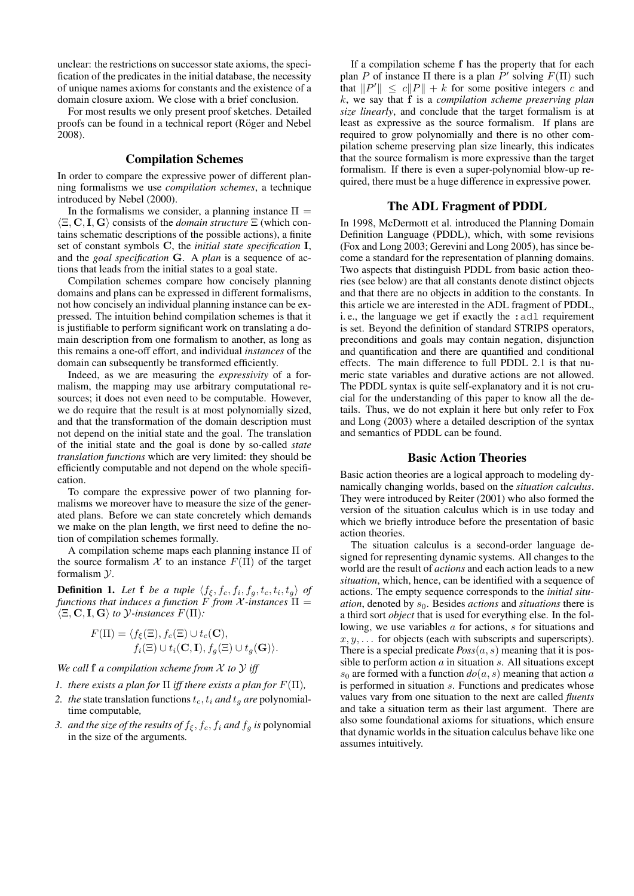unclear: the restrictions on successor state axioms, the specification of the predicates in the initial database, the necessity of unique names axioms for constants and the existence of a domain closure axiom. We close with a brief conclusion.

For most results we only present proof sketches. Detailed proofs can be found in a technical report (Röger and Nebel 2008).

## Compilation Schemes

In order to compare the expressive power of different planning formalisms we use *compilation schemes*, a technique introduced by Nebel (2000).

In the formalisms we consider, a planning instance $\Pi = \langle \Xi, \mathbf{C}, \mathbf{I}, \mathbf{G} \rangle$ consists of the *domain structure* $\Xi$ (which contains schematic descriptions of the possible actions), a finite set of constant symbols $\mathbf{C}$, the *initial state specification* $\mathbf{I}$, and the *goal specification* $\mathbf{G}$. A *plan* is a sequence of actions that leads from the initial states to a goal state.

Compilation schemes compare how concisely planning domains and plans can be expressed in different formalisms, not how concisely an individual planning instance can be expressed. The intuition behind compilation schemes is that it is justifiable to perform significant work on translating a domain description from one formalism to another, as long as this remains a one-off effort, and individual *instances* of the domain can subsequently be transformed efficiently.

Indeed, as we are measuring the *expressivity* of a formalism, the mapping may use arbitrary computational resources; it does not even need to be computable. However, we do require that the result is at most polynomially sized, and that the transformation of the domain description must not depend on the initial state and the goal. The translation of the initial state and the goal is done by so-called *state translation functions* which are very limited: they should be efficiently computable and not depend on the whole specification.

To compare the expressive power of two planning formalisms we moreover have to measure the size of the generated plans. Before we can state concretely which demands we make on the plan length, we first need to define the notion of compilation schemes formally.

A compilation scheme maps each planning instance $\Pi$ of the source formalism $\mathcal{X}$ to an instance $F(\Pi)$ of the target formalism $\mathcal{Y}$.

**Definition 1.** *Let* $\mathbf{f}$ *be a tuple* $\langle f_\xi, f_c, f_i, f_g, t_c, t_i, t_g \rangle$ *of functions that induces a function* $F$ *from* $\mathcal{X}$*-instances* $\Pi = \langle \Xi, \mathbf{C}, \mathbf{I}, \mathbf{G} \rangle$ *to* $\mathcal{Y}$*-instances* $F(\Pi)$*:*

$$F(\Pi) = \langle f_\xi(\Xi), f_c(\Xi) \cup t_c(\mathbf{C}), \\ f_i(\Xi) \cup t_i(\mathbf{C}, \mathbf{I}), f_g(\Xi) \cup t_g(\mathbf{G}) \rangle.$$

*We call* $\mathbf{f}$ *a compilation scheme from* $\mathcal{X}$ *to* $\mathcal{Y}$ *iff*

1. *there exists a plan for* $\Pi$ *iff there exists a plan for* $F(\Pi)$*,*
2. *the* state translation functions $t_c, t_i$ *and* $t_g$ *are* polynomial-time computable*,*
3. *and the size of the results of* $f_\xi, f_c, f_i$ *and* $f_g$ *is* polynomial *in the size of the arguments.*

If a compilation scheme $\mathbf{f}$ has the property that for each plan $P$ of instance $\Pi$ there is a plan $P'$ solving $F(\Pi)$ such that $\|P'\| \leq c\|P\| + k$ for some positive integers $c$ and $k$, we say that $\mathbf{f}$ is a *compilation scheme preserving plan size linearly*, and conclude that the target formalism is at least as expressive as the source formalism. If plans are required to grow polynomially and there is no other compilation scheme preserving plan size linearly, this indicates that the source formalism is more expressive than the target formalism. If there is even a super-polynomial blow-up required, there must be a huge difference in expressive power.

## The ADL Fragment of PDDL

In 1998, McDermott et al. introduced the Planning Domain Definition Language (PDDL), which, with some revisions (Fox and Long 2003; Gerevini and Long 2005), has since become a standard for the representation of planning domains. Two aspects that distinguish PDDL from basic action theories (see below) are that all constants denote distinct objects and that there are no objects in addition to the constants. In this article we are interested in the ADL fragment of PDDL, i. e., the language we get if exactly the `:adl` requirement is set. Beyond the definition of standard STRIPS operators, preconditions and goals may contain negation, disjunction and quantification and there are quantified and conditional effects. The main difference to full PDDL 2.1 is that numeric state variables and durative actions are not allowed. The PDDL syntax is quite self-explanatory and it is not crucial for the understanding of this paper to know all the details. Thus, we do not explain it here but only refer to Fox and Long (2003) where a detailed description of the syntax and semantics of PDDL can be found.

## Basic Action Theories

Basic action theories are a logical approach to modeling dynamically changing worlds, based on the *situation calculus*. They were introduced by Reiter (2001) who also formed the version of the situation calculus which is in use today and which we briefly introduce before the presentation of basic action theories.

The situation calculus is a second-order language designed for representing dynamic systems. All changes to the world are the result of *actions* and each action leads to a new *situation*, which, hence, can be identified with a sequence of actions. The empty sequence corresponds to the *initial situation*, denoted by $s_0$. Besides *actions* and *situations* there is a third sort *object* that is used for everything else. In the following, we use variables $a$ for actions, $s$ for situations and $x, y, \ldots$ for objects (each with subscripts and superscripts). There is a special predicate $Poss(a, s)$ meaning that it is possible to perform action $a$ in situation $s$. All situations except $s_0$ are formed with a function $do(a, s)$ meaning that action $a$ is performed in situation $s$. Functions and predicates whose values vary from one situation to the next are called *fluents* and take a situation term as their last argument. There are also some foundational axioms for situations, which ensure that dynamic worlds in the situation calculus behave like one assumes intuitively.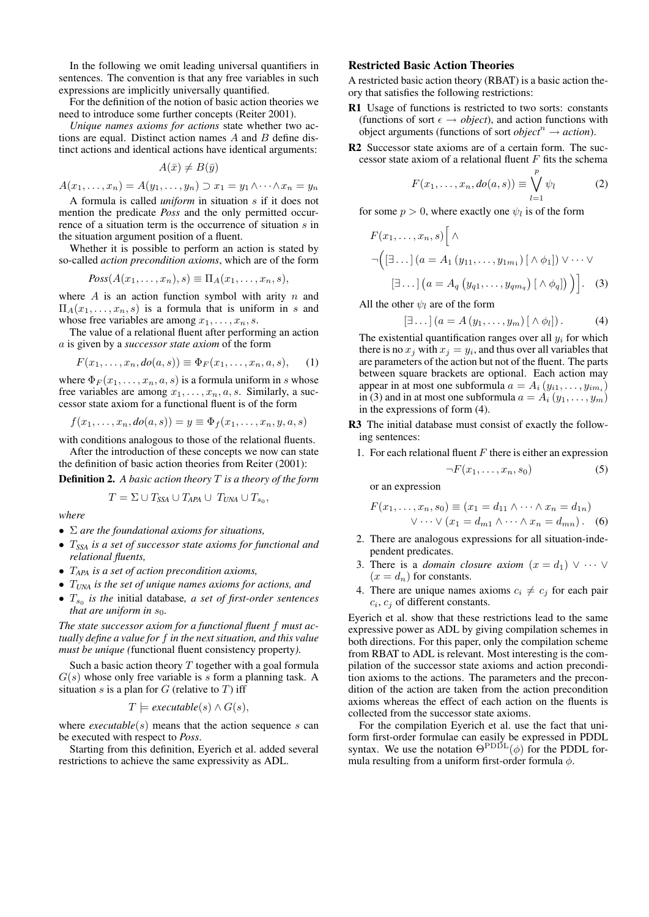In the following we omit leading universal quantifiers in sentences. The convention is that any free variables in such expressions are implicitly universally quantified.

For the definition of the notion of basic action theories we need to introduce some further concepts (Reiter 2001).

*Unique names axioms for actions* state whether two actions are equal. Distinct action names $A$ and $B$ define distinct actions and identical actions have identical arguments:

$$A(\bar{x}) \neq B(\bar{y})$$

$$A(x_1, \ldots, x_n) = A(y_1, \ldots, y_n) \supset x_1 = y_1 \wedge \cdots \wedge x_n = y_n$$

A formula is called *uniform* in situation $s$ if it does not mention the predicate *Poss* and the only permitted occurrence of a situation term is the occurrence of situation $s$ in the situation argument position of a fluent.

Whether it is possible to perform an action is stated by so-called *action precondition axioms*, which are of the form

$$Poss(A(x_1, \ldots, x_n), s) \equiv \Pi_A(x_1, \ldots, x_n, s),$$

where $A$ is an action function symbol with arity $n$ and $\Pi_A(x_1, \ldots, x_n, s)$ is a formula that is uniform in $s$ and whose free variables are among $x_1, \ldots, x_n, s$.

The value of a relational fluent after performing an action $a$ is given by a *successor state axiom* of the form

$$F(x_1, \ldots, x_n, do(a, s)) \equiv \Phi_F(x_1, \ldots, x_n, a, s), \quad (1)$$

where $\Phi_F(x_1, \ldots, x_n, a, s)$ is a formula uniform in $s$ whose free variables are among $x_1, \ldots, x_n, a, s$. Similarly, a successor state axiom for a functional fluent is of the form

$$f(x_1, \ldots, x_n, do(a, s)) = y \equiv \Phi_f(x_1, \ldots, x_n, y, a, s)$$

with conditions analogous to those of the relational fluents.

After the introduction of these concepts we now can state the definition of basic action theories from Reiter (2001):

**Definition 2.** *A basic action theory $T$ is a theory of the form*

$$T = \Sigma \cup T_{SSA} \cup T_{APA} \cup T_{UNA} \cup T_{s_0},$$

*where*

- *$\Sigma$ are the foundational axioms for situations,*
- *$T_{SSA}$ is a set of successor state axioms for functional and relational fluents,*
- *$T_{APA}$ is a set of action precondition axioms,*
- *$T_{UNA}$ is the set of unique names axioms for actions, and*
- *$T_{s_0}$ is the* initial database*, a set of first-order sentences that are uniform in $s_0$.*

*The state successor axiom for a functional fluent $f$ must actually define a value for $f$ in the next situation, and this value must be unique (*functional fluent consistency property*).*

Such a basic action theory $T$ together with a goal formula $G(s)$ whose only free variable is $s$ form a planning task. A situation $s$ is a plan for $G$ (relative to $T$) iff

$$T \models executable(s) \wedge G(s),$$

where $executable(s)$ means that the action sequence $s$ can be executed with respect to *Poss*.

Starting from this definition, Eyerich et al. added several restrictions to achieve the same expressivity as ADL.

## Restricted Basic Action Theories

A restricted basic action theory (RBAT) is a basic action theory that satisfies the following restrictions:

**R1** Usage of functions is restricted to two sorts: constants (functions of sort $\epsilon \rightarrow$ *object*), and action functions with object arguments (functions of sort *object*$^n \rightarrow$ *action*).

**R2** Successor state axioms are of a certain form. The successor state axiom of a relational fluent $F$ fits the schema

$$F(x_1, \ldots, x_n, do(a, s)) \equiv \bigvee_{l=1}^{p} \psi_l \quad (2)$$

for some $p > 0$, where exactly one $\psi_l$ is of the form

$$F(x_1, \ldots, x_n, s) \Big[ \wedge \neg\Big( [\exists \ldots] \left(a = A_1 \left(y_{11}, \ldots, y_{1m_1}\right) [\wedge \phi_1]\right) \vee \cdots \vee [\exists \ldots] \left(a = A_q \left(y_{q1}, \ldots, y_{qm_q}\right) [\wedge \phi_q]\right) \Big) \Big]. \quad (3)$$

All the other $\psi_l$ are of the form

$$[\exists \ldots] \left(a = A \left(y_1, \ldots, y_m\right) [\wedge \phi_l]\right). \quad (4)$$

The existential quantification ranges over all $y_i$ for which there is no $x_j$ with $x_j = y_i$, and thus over all variables that are parameters of the action but not of the fluent. The parts between square brackets are optional. Each action may appear in at most one subformula $a = A_i \left(y_{i1}, \ldots, y_{im_i}\right)$ in (3) and in at most one subformula $a = A_i \left(y_1, \ldots, y_m\right)$ in the expressions of form (4).

**R3** The initial database must consist of exactly the following sentences:

1. For each relational fluent $F$ there is either an expression

$$\neg F(x_1, \ldots, x_n, s_0) \quad (5)$$

   or an expression

$$F(x_1, \ldots, x_n, s_0) \equiv (x_1 = d_{11} \wedge \cdots \wedge x_n = d_{1n}) \vee \cdots \vee (x_1 = d_{m1} \wedge \cdots \wedge x_n = d_{mn}). \quad (6)$$

2. There are analogous expressions for all situation-independent predicates.
3. There is a *domain closure axiom* $(x = d_1) \vee \cdots \vee (x = d_n)$ for constants.
4. There are unique names axioms $c_i \neq c_j$ for each pair $c_i, c_j$ of different constants.

Eyerich et al. show that these restrictions lead to the same expressive power as ADL by giving compilation schemes in both directions. For this paper, only the compilation scheme from RBAT to ADL is relevant. Most interesting is the compilation of the successor state axioms and action precondition axioms to the actions. The parameters and the precondition of the action are taken from the action precondition axioms whereas the effect of each action on the fluents is collected from the successor state axioms.

For the compilation Eyerich et al. use the fact that uniform first-order formulae can easily be expressed in PDDL syntax. We use the notation $\Theta^{\mathrm{PDDL}}(\phi)$ for the PDDL formula resulting from a uniform first-order formula $\phi$.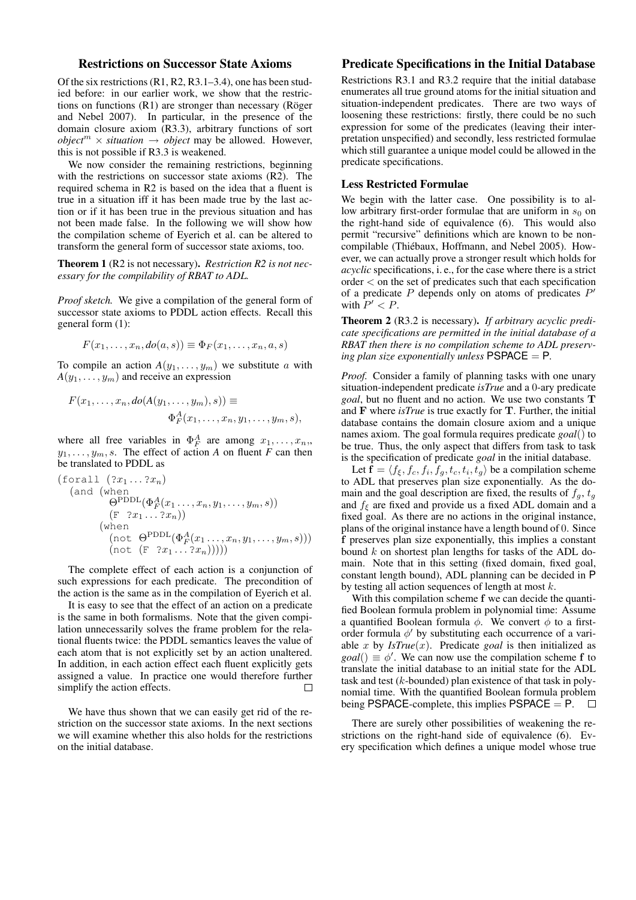## Restrictions on Successor State Axioms

Of the six restrictions (R1, R2, R3.1–3.4), one has been studied before: in our earlier work, we show that the restrictions on functions (R1) are stronger than necessary (Röger and Nebel 2007). In particular, in the presence of the domain closure axiom (R3.3), arbitrary functions of sort $object^m \times situation \to object$ may be allowed. However, this is not possible if R3.3 is weakened.

We now consider the remaining restrictions, beginning with the restrictions on successor state axioms (R2). The required schema in R2 is based on the idea that a fluent is true in a situation iff it has been made true by the last action or if it has been true in the previous situation and has not been made false. In the following we will show how the compilation scheme of Eyerich et al. can be altered to transform the general form of successor state axioms, too.

**Theorem 1** (R2 is not necessary)**.** *Restriction R2 is not necessary for the compilability of RBAT to ADL.*

*Proof sketch.* We give a compilation of the general form of successor state axioms to PDDL action effects. Recall this general form (1):

$$F(x_1, \ldots, x_n, do(a, s)) \equiv \Phi_F(x_1, \ldots, x_n, a, s)$$

To compile an action $A(y_1, \ldots, y_m)$ we substitute $a$ with $A(y_1, \ldots, y_m)$ and receive an expression

$$F(x_1, \ldots, x_n, do(A(y_1, \ldots, y_m), s)) \equiv \Phi_F^A(x_1, \ldots, x_n, y_1, \ldots, y_m, s),$$

where all free variables in $\Phi_F^A$ are among $x_1, \ldots, x_n$, $y_1, \ldots, y_m, s$. The effect of action *A* on fluent *F* can then be translated to PDDL as

```
(forall (?x1 ... ?xn)
  (and (when
         Θ^PDDL(Φ_F^A(x1 ..., xn, y1, ..., ym, s))
         (F ?x1 ... ?xn))
       (when
         (not Θ^PDDL(Φ_F^A(x1 ..., xn, y1, ..., ym, s)))
         (not (F ?x1 ... ?xn)))))
```

The complete effect of each action is a conjunction of such expressions for each predicate. The precondition of the action is the same as in the compilation of Eyerich et al.

It is easy to see that the effect of an action on a predicate is the same in both formalisms. Note that the given compilation unnecessarily solves the frame problem for the relational fluents twice: the PDDL semantics leaves the value of each atom that is not explicitly set by an action unaltered. In addition, in each action effect each fluent explicitly gets assigned a value. In practice one would therefore further simplify the action effects. □

We have thus shown that we can easily get rid of the restriction on the successor state axioms. In the next sections we will examine whether this also holds for the restrictions on the initial database.

## Predicate Specifications in the Initial Database

Restrictions R3.1 and R3.2 require that the initial database enumerates all true ground atoms for the initial situation and situation-independent predicates. There are two ways of loosening these restrictions: firstly, there could be no such expression for some of the predicates (leaving their interpretation unspecified) and secondly, less restricted formulae which still guarantee a unique model could be allowed in the predicate specifications.

### Less Restricted Formulae

We begin with the latter case. One possibility is to allow arbitrary first-order formulae that are uniform in $s_0$ on the right-hand side of equivalence (6). This would also permit "recursive" definitions which are known to be non-compilable (Thiébaux, Hoffmann, and Nebel 2005). However, we can actually prove a stronger result which holds for *acyclic* specifications, i. e., for the case where there is a strict order $<$ on the set of predicates such that each specification of a predicate $P$ depends only on atoms of predicates $P'$ with $P' < P$.

**Theorem 2** (R3.2 is necessary)**.** *If arbitrary acyclic predicate specifications are permitted in the initial database of a RBAT then there is no compilation scheme to ADL preserving plan size exponentially unless* PSPACE = P*.*

*Proof.* Consider a family of planning tasks with one unary situation-independent predicate *isTrue* and a 0-ary predicate *goal*, but no fluent and no action. We use two constants $\mathbf{T}$ and $\mathbf{F}$ where *isTrue* is true exactly for $\mathbf{T}$. Further, the initial database contains the domain closure axiom and a unique names axiom. The goal formula requires predicate *goal*() to be true. Thus, the only aspect that differs from task to task is the specification of predicate *goal* in the initial database.

Let $\mathbf{f} = \langle f_\xi, f_c, f_i, f_g, t_c, t_i, t_g \rangle$ be a compilation scheme to ADL that preserves plan size exponentially. As the domain and the goal description are fixed, the results of $f_g$, $t_g$ and $f_\xi$ are fixed and provide us a fixed ADL domain and a fixed goal. As there are no actions in the original instance, plans of the original instance have a length bound of 0. Since $\mathbf{f}$ preserves plan size exponentially, this implies a constant bound $k$ on shortest plan lengths for tasks of the ADL domain. Note that in this setting (fixed domain, fixed goal, constant length bound), ADL planning can be decided in P by testing all action sequences of length at most $k$.

With this compilation scheme $\mathbf{f}$ we can decide the quantified Boolean formula problem in polynomial time: Assume a quantified Boolean formula $\phi$. We convert $\phi$ to a first-order formula $\phi'$ by substituting each occurrence of a variable $x$ by *IsTrue*($x$). Predicate *goal* is then initialized as $goal() \equiv \phi'$. We can now use the compilation scheme $\mathbf{f}$ to translate the initial database to an initial state for the ADL task and test ($k$-bounded) plan existence of that task in polynomial time. With the quantified Boolean formula problem being PSPACE-complete, this implies PSPACE = P. □

There are surely other possibilities of weakening the restrictions on the right-hand side of equivalence (6). Every specification which defines a unique model whose true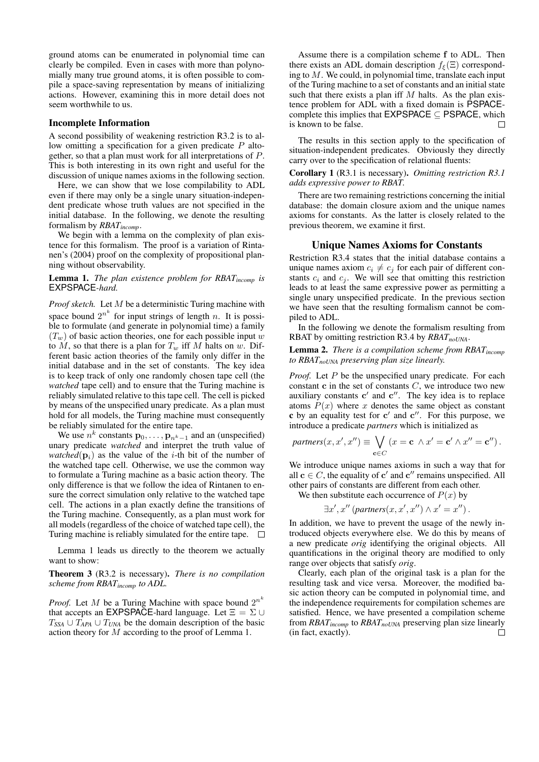ground atoms can be enumerated in polynomial time can clearly be compiled. Even in cases with more than polynomially many true ground atoms, it is often possible to compile a space-saving representation by means of initializing actions. However, examining this in more detail does not seem worthwhile to us.

### Incomplete Information

A second possibility of weakening restriction R3.2 is to allow omitting a specification for a given predicate $P$ altogether, so that a plan must work for all interpretations of $P$. This is both interesting in its own right and useful for the discussion of unique names axioms in the following section.

Here, we can show that we lose compilability to ADL even if there may only be a single unary situation-independent predicate whose truth values are not specified in the initial database. In the following, we denote the resulting formalism by *RBAT*$_{incomp}$.

We begin with a lemma on the complexity of plan existence for this formalism. The proof is a variation of Rintanen's (2004) proof on the complexity of propositional planning without observability.

**Lemma 1.** *The plan existence problem for RBAT*$_{incomp}$ *is* EXPSPACE*-hard.*

*Proof sketch.* Let $M$ be a deterministic Turing machine with space bound $2^{n^k}$ for input strings of length $n$. It is possible to formulate (and generate in polynomial time) a family $(T_w)$ of basic action theories, one for each possible input $w$ to $M$, so that there is a plan for $T_w$ iff $M$ halts on $w$. Different basic action theories of the family only differ in the initial database and in the set of constants. The key idea is to keep track of only one randomly chosen tape cell (the *watched* tape cell) and to ensure that the Turing machine is reliably simulated relative to this tape cell. The cell is picked by means of the unspecified unary predicate. As a plan must hold for all models, the Turing machine must consequently be reliably simulated for the entire tape.

We use $n^k$ constants $\mathbf{p}_0, \ldots, \mathbf{p}_{n^k-1}$ and an (unspecified) unary predicate *watched* and interpret the truth value of *watched*$(\mathbf{p}_i)$ as the value of the $i$-th bit of the number of the watched tape cell. Otherwise, we use the common way to formulate a Turing machine as a basic action theory. The only difference is that we follow the idea of Rintanen to ensure the correct simulation only relative to the watched tape cell. The actions in a plan exactly define the transitions of the Turing machine. Consequently, as a plan must work for all models (regardless of the choice of watched tape cell), the Turing machine is reliably simulated for the entire tape. □

Lemma 1 leads us directly to the theorem we actually want to show:

**Theorem 3** (R3.2 is necessary)**.** *There is no compilation scheme from RBAT*$_{incomp}$ *to ADL.*

*Proof.* Let $M$ be a Turing Machine with space bound $2^{n^k}$ that accepts an EXPSPACE-hard language. Let $\Xi = \Sigma \cup T_{SSA} \cup T_{APA} \cup T_{UNA}$ be the domain description of the basic action theory for $M$ according to the proof of Lemma 1.

Assume there is a compilation scheme $\mathbf{f}$ to ADL. Then there exists an ADL domain description $f_\xi(\Xi)$ corresponding to $M$. We could, in polynomial time, translate each input of the Turing machine to a set of constants and an initial state such that there exists a plan iff $M$ halts. As the plan existence problem for ADL with a fixed domain is PSPACE-complete this implies that EXPSPACE $\subseteq$ PSPACE, which is known to be false. □

The results in this section apply to the specification of situation-independent predicates. Obviously they directly carry over to the specification of relational fluents:

**Corollary 1** (R3.1 is necessary)**.** *Omitting restriction R3.1 adds expressive power to RBAT.*

There are two remaining restrictions concerning the initial database: the domain closure axiom and the unique names axioms for constants. As the latter is closely related to the previous theorem, we examine it first.

## Unique Names Axioms for Constants

Restriction R3.4 states that the initial database contains a unique names axiom $c_i \neq c_j$ for each pair of different constants $c_i$ and $c_j$. We will see that omitting this restriction leads to at least the same expressive power as permitting a single unary unspecified predicate. In the previous section we have seen that the resulting formalism cannot be compiled to ADL.

In the following we denote the formalism resulting from RBAT by omitting restriction R3.4 by *RBAT*$_{noUNA}$.

**Lemma 2.** *There is a compilation scheme from RBAT*$_{incomp}$ *to RBAT*$_{noUNA}$ *preserving plan size linearly.*

*Proof.* Let $P$ be the unspecified unary predicate. For each constant $\mathbf{c}$ in the set of constants $C$, we introduce two new auxiliary constants $\mathbf{c}'$ and $\mathbf{c}''$. The key idea is to replace atoms $P(x)$ where $x$ denotes the same object as constant $\mathbf{c}$ by an equality test for $\mathbf{c}'$ and $\mathbf{c}''$. For this purpose, we introduce a predicate *partners* which is initialized as

$$partners(x, x', x'') \equiv \bigvee_{\mathbf{c} \in C} (x = \mathbf{c} \wedge x' = \mathbf{c}' \wedge x'' = \mathbf{c}'').$$

We introduce unique names axioms in such a way that for all $\mathbf{c} \in C$, the equality of $\mathbf{c}'$ and $\mathbf{c}''$ remains unspecified. All other pairs of constants are different from each other.

We then substitute each occurrence of $P(x)$ by

$$\exists x', x'' \, (partners(x, x', x'') \wedge x' = x'').$$

In addition, we have to prevent the usage of the newly introduced objects everywhere else. We do this by means of a new predicate *orig* identifying the original objects. All quantifications in the original theory are modified to only range over objects that satisfy *orig*.

Clearly, each plan of the original task is a plan for the resulting task and vice versa. Moreover, the modified basic action theory can be computed in polynomial time, and the independence requirements for compilation schemes are satisfied. Hence, we have presented a compilation scheme from *RBAT*$_{incomp}$ to *RBAT*$_{noUNA}$ preserving plan size linearly (in fact, exactly). □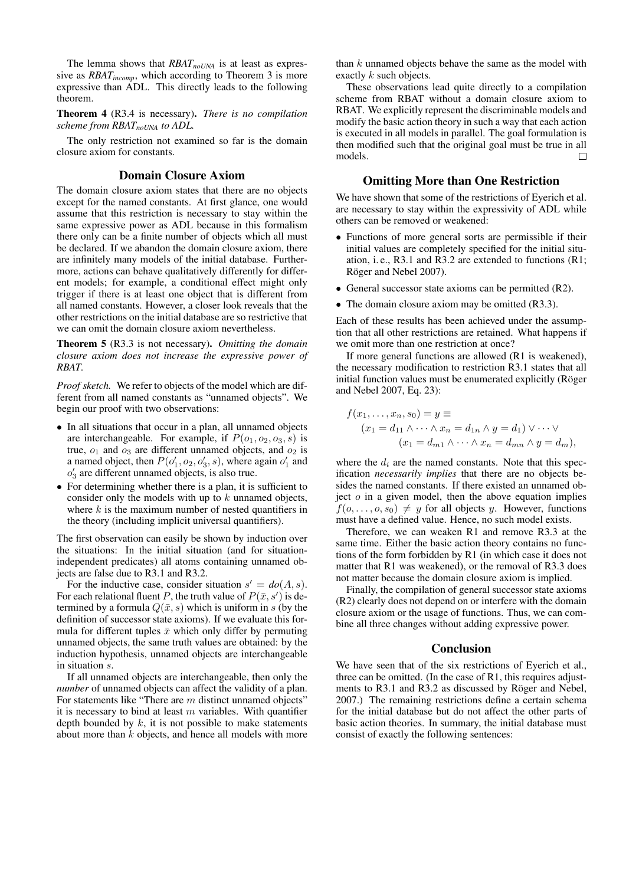The lemma shows that *RBAT*$_{noUNA}$ is at least as expressive as *RBAT*$_{incomp}$, which according to Theorem 3 is more expressive than ADL. This directly leads to the following theorem.

**Theorem 4** (R3.4 is necessary)**.** *There is no compilation scheme from RBAT*$_{noUNA}$ *to ADL.*

The only restriction not examined so far is the domain closure axiom for constants.

## Domain Closure Axiom

The domain closure axiom states that there are no objects except for the named constants. At first glance, one would assume that this restriction is necessary to stay within the same expressive power as ADL because in this formalism there only can be a finite number of objects which all must be declared. If we abandon the domain closure axiom, there are infinitely many models of the initial database. Furthermore, actions can behave qualitatively differently for different models; for example, a conditional effect might only trigger if there is at least one object that is different from all named constants. However, a closer look reveals that the other restrictions on the initial database are so restrictive that we can omit the domain closure axiom nevertheless.

**Theorem 5** (R3.3 is not necessary)**.** *Omitting the domain closure axiom does not increase the expressive power of RBAT.*

*Proof sketch.* We refer to objects of the model which are different from all named constants as "unnamed objects". We begin our proof with two observations:

- In all situations that occur in a plan, all unnamed objects are interchangeable. For example, if $P(o_1, o_2, o_3, s)$ is true, $o_1$ and $o_3$ are different unnamed objects, and $o_2$ is a named object, then $P(o'_1, o_2, o'_3, s)$, where again $o'_1$ and $o'_3$ are different unnamed objects, is also true.
- For determining whether there is a plan, it is sufficient to consider only the models with up to $k$ unnamed objects, where $k$ is the maximum number of nested quantifiers in the theory (including implicit universal quantifiers).

The first observation can easily be shown by induction over the situations: In the initial situation (and for situation-independent predicates) all atoms containing unnamed objects are false due to R3.1 and R3.2.

For the inductive case, consider situation $s' = do(A, s)$. For each relational fluent $P$, the truth value of $P(\bar{x}, s')$ is determined by a formula $Q(\bar{x}, s)$ which is uniform in $s$ (by the definition of successor state axioms). If we evaluate this formula for different tuples $\bar{x}$ which only differ by permuting unnamed objects, the same truth values are obtained: by the induction hypothesis, unnamed objects are interchangeable in situation $s$.

If all unnamed objects are interchangeable, then only the *number* of unnamed objects can affect the validity of a plan. For statements like "There are $m$ distinct unnamed objects" it is necessary to bind at least $m$ variables. With quantifier depth bounded by $k$, it is not possible to make statements about more than $k$ objects, and hence all models with more than $k$ unnamed objects behave the same as the model with exactly $k$ such objects.

These observations lead quite directly to a compilation scheme from RBAT without a domain closure axiom to RBAT. We explicitly represent the discriminable models and modify the basic action theory in such a way that each action is executed in all models in parallel. The goal formulation is then modified such that the original goal must be true in all models. □

## Omitting More than One Restriction

We have shown that some of the restrictions of Eyerich et al. are necessary to stay within the expressivity of ADL while others can be removed or weakened:

- Functions of more general sorts are permissible if their initial values are completely specified for the initial situation, i. e., R3.1 and R3.2 are extended to functions (R1; Röger and Nebel 2007).
- General successor state axioms can be permitted (R2).
- The domain closure axiom may be omitted (R3.3).

Each of these results has been achieved under the assumption that all other restrictions are retained. What happens if we omit more than one restriction at once?

If more general functions are allowed (R1 is weakened), the necessary modification to restriction R3.1 states that all initial function values must be enumerated explicitly (Röger and Nebel 2007, Eq. 23):

$$
\begin{aligned}
f(x_1, \ldots, x_n, s_0) = y \equiv \\
&(x_1 = d_{11} \land \cdots \land x_n = d_{1n} \land y = d_1) \lor \cdots \lor \\
&\quad (x_1 = d_{m1} \land \cdots \land x_n = d_{mn} \land y = d_m),
\end{aligned}
$$

where the $d_i$ are the named constants. Note that this specification *necessarily implies* that there are no objects besides the named constants. If there existed an unnamed object $o$ in a given model, then the above equation implies $f(o, \ldots, o, s_0) \neq y$ for all objects $y$. However, functions must have a defined value. Hence, no such model exists.

Therefore, we can weaken R1 and remove R3.3 at the same time. Either the basic action theory contains no functions of the form forbidden by R1 (in which case it does not matter that R1 was weakened), or the removal of R3.3 does not matter because the domain closure axiom is implied.

Finally, the compilation of general successor state axioms (R2) clearly does not depend on or interfere with the domain closure axiom or the usage of functions. Thus, we can combine all three changes without adding expressive power.

## Conclusion

We have seen that of the six restrictions of Eyerich et al., three can be omitted. (In the case of R1, this requires adjustments to R3.1 and R3.2 as discussed by Röger and Nebel, 2007.) The remaining restrictions define a certain schema for the initial database but do not affect the other parts of basic action theories. In summary, the initial database must consist of exactly the following sentences: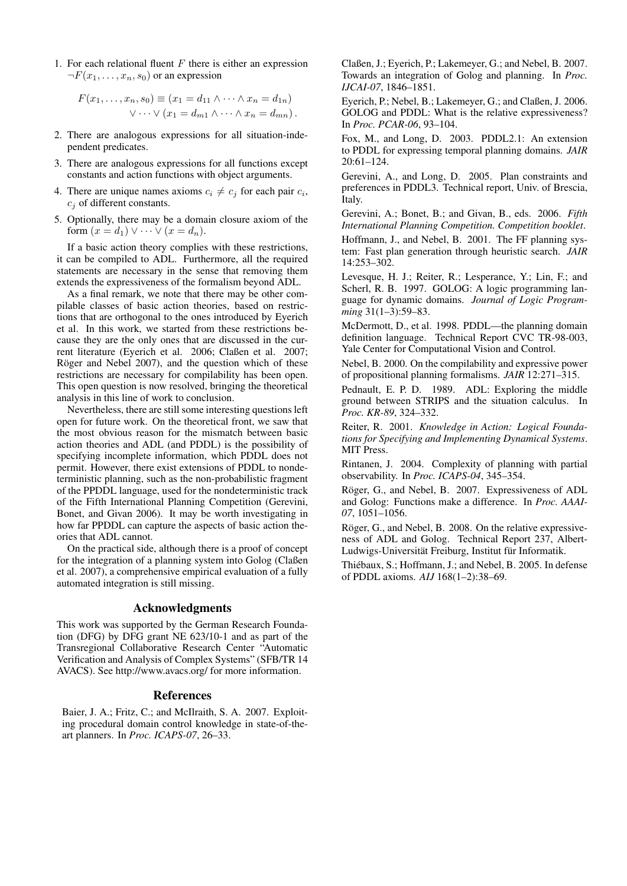1. For each relational fluent $F$ there is either an expression $\neg F(x_1, \ldots, x_n, s_0)$ or an expression

$$F(x_1, \ldots, x_n, s_0) \equiv (x_1 = d_{11} \wedge \cdots \wedge x_n = d_{1n}) \vee \cdots \vee (x_1 = d_{m1} \wedge \cdots \wedge x_n = d_{mn}).$$

2. There are analogous expressions for all situation-independent predicates.
3. There are analogous expressions for all functions except constants and action functions with object arguments.
4. There are unique names axioms $c_i \neq c_j$ for each pair $c_i$, $c_j$ of different constants.
5. Optionally, there may be a domain closure axiom of the form $(x = d_1) \vee \cdots \vee (x = d_n)$.

If a basic action theory complies with these restrictions, it can be compiled to ADL. Furthermore, all the required statements are necessary in the sense that removing them extends the expressiveness of the formalism beyond ADL.

As a final remark, we note that there may be other compilable classes of basic action theories, based on restrictions that are orthogonal to the ones introduced by Eyerich et al. In this work, we started from these restrictions because they are the only ones that are discussed in the current literature (Eyerich et al. 2006; Claßen et al. 2007; Röger and Nebel 2007), and the question which of these restrictions are necessary for compilability has been open. This open question is now resolved, bringing the theoretical analysis in this line of work to conclusion.

Nevertheless, there are still some interesting questions left open for future work. On the theoretical front, we saw that the most obvious reason for the mismatch between basic action theories and ADL (and PDDL) is the possibility of specifying incomplete information, which PDDL does not permit. However, there exist extensions of PDDL to nondeterministic planning, such as the non-probabilistic fragment of the PPDDL language, used for the nondeterministic track of the Fifth International Planning Competition (Gerevini, Bonet, and Givan 2006). It may be worth investigating in how far PPDDL can capture the aspects of basic action theories that ADL cannot.

On the practical side, although there is a proof of concept for the integration of a planning system into Golog (Claßen et al. 2007), a comprehensive empirical evaluation of a fully automated integration is still missing.

## Acknowledgments

This work was supported by the German Research Foundation (DFG) by DFG grant NE 623/10-1 and as part of the Transregional Collaborative Research Center "Automatic Verification and Analysis of Complex Systems" (SFB/TR 14 AVACS). See http://www.avacs.org/ for more information.

## References

Baier, J. A.; Fritz, C.; and McIlraith, S. A. 2007. Exploiting procedural domain control knowledge in state-of-the-art planners. In *Proc. ICAPS-07*, 26–33.

Claßen, J.; Eyerich, P.; Lakemeyer, G.; and Nebel, B. 2007. Towards an integration of Golog and planning. In *Proc. IJCAI-07*, 1846–1851.

Eyerich, P.; Nebel, B.; Lakemeyer, G.; and Claßen, J. 2006. GOLOG and PDDL: What is the relative expressiveness? In *Proc. PCAR-06*, 93–104.

Fox, M., and Long, D. 2003. PDDL2.1: An extension to PDDL for expressing temporal planning domains. *JAIR* 20:61–124.

Gerevini, A., and Long, D. 2005. Plan constraints and preferences in PDDL3. Technical report, Univ. of Brescia, Italy.

Gerevini, A.; Bonet, B.; and Givan, B., eds. 2006. *Fifth International Planning Competition. Competition booklet*.

Hoffmann, J., and Nebel, B. 2001. The FF planning system: Fast plan generation through heuristic search. *JAIR* 14:253–302.

Levesque, H. J.; Reiter, R.; Lesperance, Y.; Lin, F.; and Scherl, R. B. 1997. GOLOG: A logic programming language for dynamic domains. *Journal of Logic Programming* 31(1–3):59–83.

McDermott, D., et al. 1998. PDDL—the planning domain definition language. Technical Report CVC TR-98-003, Yale Center for Computational Vision and Control.

Nebel, B. 2000. On the compilability and expressive power of propositional planning formalisms. *JAIR* 12:271–315.

Pednault, E. P. D. 1989. ADL: Exploring the middle ground between STRIPS and the situation calculus. In *Proc. KR-89*, 324–332.

Reiter, R. 2001. *Knowledge in Action: Logical Foundations for Specifying and Implementing Dynamical Systems*. MIT Press.

Rintanen, J. 2004. Complexity of planning with partial observability. In *Proc. ICAPS-04*, 345–354.

Röger, G., and Nebel, B. 2007. Expressiveness of ADL and Golog: Functions make a difference. In *Proc. AAAI-07*, 1051–1056.

Röger, G., and Nebel, B. 2008. On the relative expressiveness of ADL and Golog. Technical Report 237, Albert-Ludwigs-Universität Freiburg, Institut für Informatik.

Thiébaux, S.; Hoffmann, J.; and Nebel, B. 2005. In defense of PDDL axioms. *AIJ* 168(1–2):38–69.